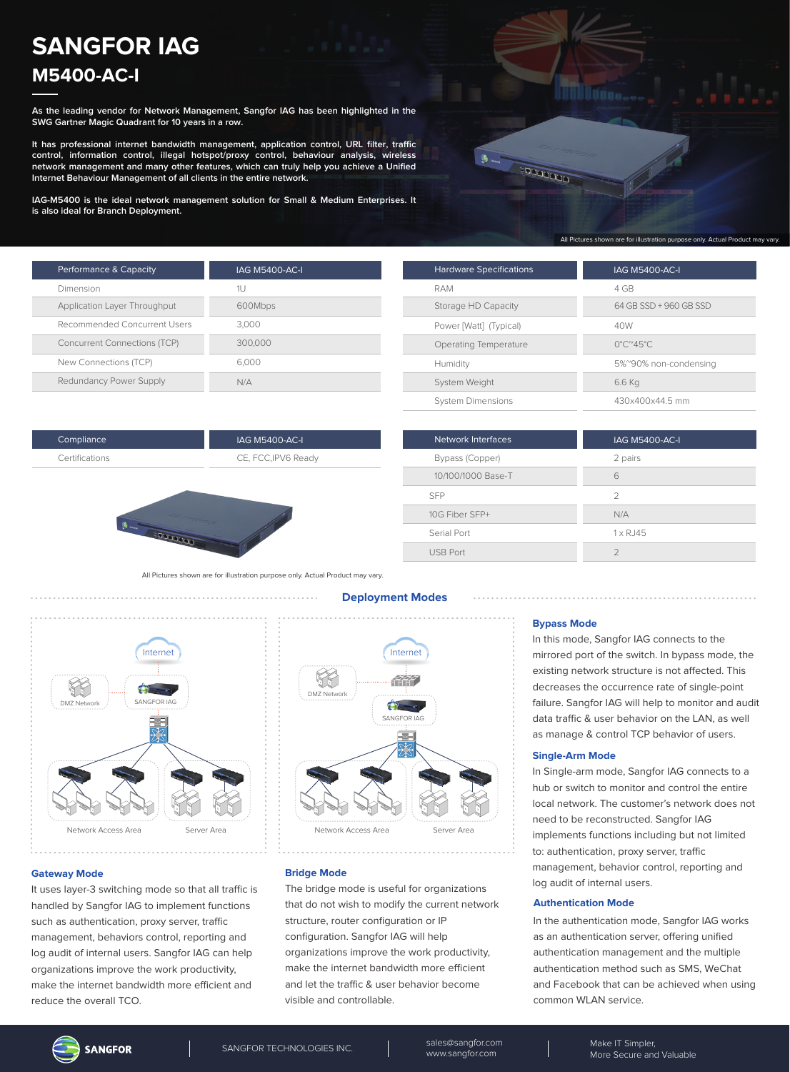# SANGFOR IAG

## M5400-AC-I

**As the leading vendor for Network Management, Sangfor IAG has been highlighted in the SWG Gartner Magic Quadrant for 10 years in a row.**

**It has professional internet bandwidth management, application control, URL filter, traffic control, information control, illegal hotspot/proxy control, behaviour analysis, wireless network management and many other features, which can truly help you achieve a Unified Internet Behaviour Management of all clients in the entire network.**

**IAG-M5400 is the ideal network management solution for Small & Medium Enterprises. It is also ideal for Branch Deployment.**

All Pictures shown are for illustration purpose only. Actual Product may vary.

| Performance & Capacity | IAG M5400-AC-I |
| --- | --- |
| Dimension | 1U |
| Application Layer Throughput | 600Mbps |
| Recommended Concurrent Users | 3,000 |
| Concurrent Connections (TCP) | 300,000 |
| New Connections (TCP) | 6,000 |
| Redundancy Power Supply | N/A |

| Hardware Specifications | IAG M5400-AC-I |
| --- | --- |
| RAM | 4 GB |
| Storage HD Capacity | 64 GB SSD + 960 GB SSD |
| Power [Watt] (Typical) | 40W |
| Operating Temperature | 0°C~45°C |
| Humidity | 5%~90% non-condensing |
| System Weight | 6.6 Kg |
| System Dimensions | 430x400x44.5 mm |

| Compliance | IAG M5400-AC-I |
| --- | --- |
| Certifications | CE, FCC,IPV6 Ready |

| Network Interfaces | IAG M5400-AC-I |
| --- | --- |
| Bypass (Copper) | 2 pairs |
| 10/100/1000 Base-T | 6 |
| SFP | 2 |
| 10G Fiber SFP+ | N/A |
| Serial Port | 1 x RJ45 |
| USB Port | 2 |

All Pictures shown are for illustration purpose only. Actual Product may vary.

## Deployment Modes

### Gateway Mode

It uses layer-3 switching mode so that all traffic is handled by Sangfor IAG to implement functions such as authentication, proxy server, traffic management, behaviors control, reporting and log audit of internal users. Sangfor IAG can help organizations improve the work productivity, make the internet bandwidth more efficient and reduce the overall TCO.

### Bridge Mode

The bridge mode is useful for organizations that do not wish to modify the current network structure, router configuration or IP configuration. Sangfor IAG will help organizations improve the work productivity, make the internet bandwidth more efficient and let the traffic & user behavior become visible and controllable.

### Bypass Mode

In this mode, Sangfor IAG connects to the mirrored port of the switch. In bypass mode, the existing network structure is not affected. This decreases the occurrence rate of single-point failure. Sangfor IAG will help to monitor and audit data traffic & user behavior on the LAN, as well as manage & control TCP behavior of users.

### Single-Arm Mode

In Single-arm mode, Sangfor IAG connects to a hub or switch to monitor and control the entire local network. The customer's network does not need to be reconstructed. Sangfor IAG implements functions including but not limited to: authentication, proxy server, traffic management, behavior control, reporting and log audit of internal users.

### Authentication Mode

In the authentication mode, Sangfor IAG works as an authentication server, offering unified authentication management and the multiple authentication method such as SMS, WeChat and Facebook that can be achieved when using common WLAN service.

SANGFOR TECHNOLOGIES INC. | sales@sangfor.com | www.sangfor.com | Make IT Simpler, More Secure and Valuable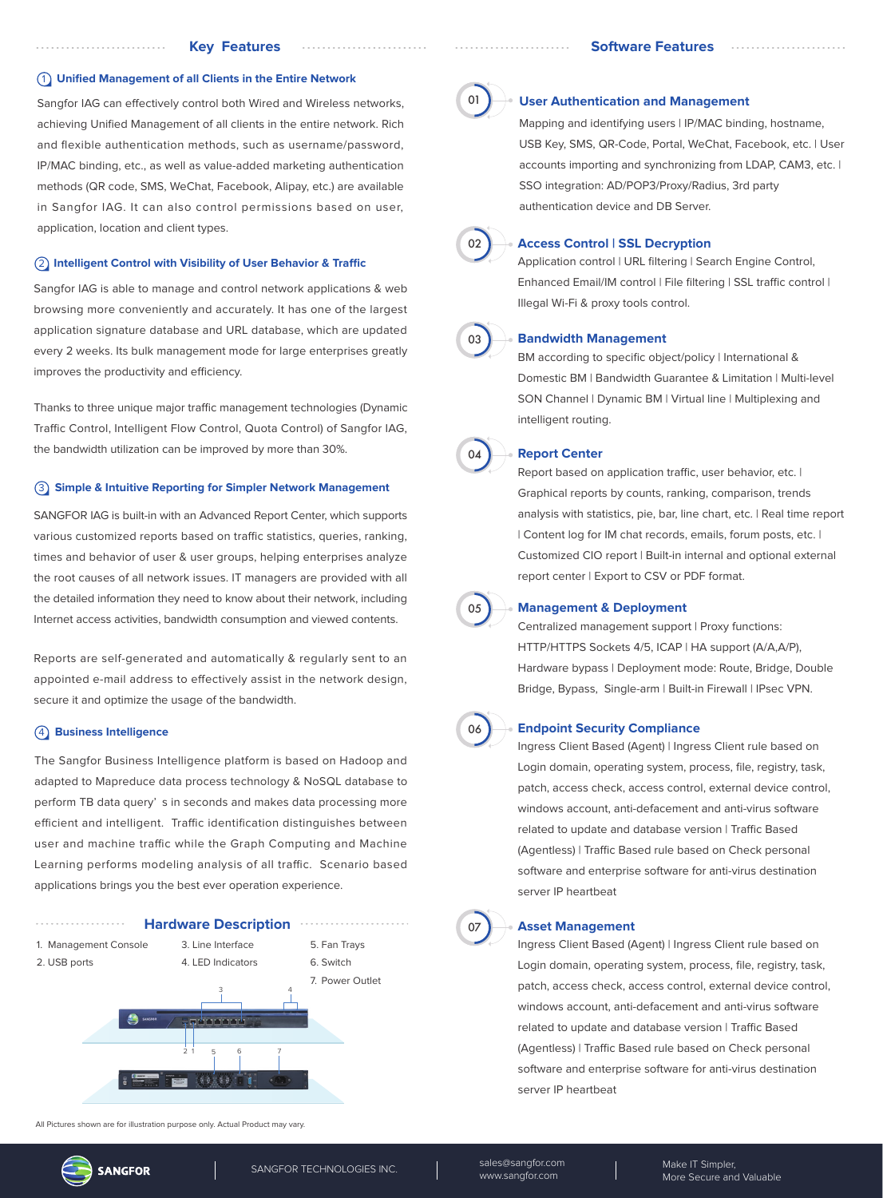## Key Features

### ① Unified Management of all Clients in the Entire Network

Sangfor IAG can effectively control both Wired and Wireless networks, achieving Unified Management of all clients in the entire network. Rich and flexible authentication methods, such as username/password, IP/MAC binding, etc., as well as value-added marketing authentication methods (QR code, SMS, WeChat, Facebook, Alipay, etc.) are available in Sangfor IAG. It can also control permissions based on user, application, location and client types.

### ② Intelligent Control with Visibility of User Behavior & Traffic

Sangfor IAG is able to manage and control network applications & web browsing more conveniently and accurately. It has one of the largest application signature database and URL database, which are updated every 2 weeks. Its bulk management mode for large enterprises greatly improves the productivity and efficiency.

Thanks to three unique major traffic management technologies (Dynamic Traffic Control, Intelligent Flow Control, Quota Control) of Sangfor IAG, the bandwidth utilization can be improved by more than 30%.

### ③ Simple & Intuitive Reporting for Simpler Network Management

SANGFOR IAG is built-in with an Advanced Report Center, which supports various customized reports based on traffic statistics, queries, ranking, times and behavior of user & user groups, helping enterprises analyze the root causes of all network issues. IT managers are provided with all the detailed information they need to know about their network, including Internet access activities, bandwidth consumption and viewed contents.

Reports are self-generated and automatically & regularly sent to an appointed e-mail address to effectively assist in the network design, secure it and optimize the usage of the bandwidth.

### ④ Business Intelligence

The Sangfor Business Intelligence platform is based on Hadoop and adapted to Mapreduce data process technology & NoSQL database to perform TB data query' s in seconds and makes data processing more efficient and intelligent. Traffic identification distinguishes between user and machine traffic while the Graph Computing and Machine Learning performs modeling analysis of all traffic. Scenario based applications brings you the best ever operation experience.

## Hardware Description

1. Management Console
2. USB ports
3. Line Interface
4. LED Indicators
5. Fan Trays
6. Switch
7. Power Outlet

All Pictures shown are for illustration purpose only. Actual Product may vary.

## Software Features

### 01 User Authentication and Management

Mapping and identifying users | IP/MAC binding, hostname, USB Key, SMS, QR-Code, Portal, WeChat, Facebook, etc. | User accounts importing and synchronizing from LDAP, CAM3, etc. | SSO integration: AD/POP3/Proxy/Radius, 3rd party authentication device and DB Server.

### 02 Access Control | SSL Decryption

Application control | URL filtering | Search Engine Control, Enhanced Email/IM control | File filtering | SSL traffic control | Illegal Wi-Fi & proxy tools control.

### 03 Bandwidth Management

BM according to specific object/policy | International & Domestic BM | Bandwidth Guarantee & Limitation | Multi-level SON Channel | Dynamic BM | Virtual line | Multiplexing and intelligent routing.

### 04 Report Center

Report based on application traffic, user behavior, etc. | Graphical reports by counts, ranking, comparison, trends analysis with statistics, pie, bar, line chart, etc. | Real time report | Content log for IM chat records, emails, forum posts, etc. | Customized CIO report | Built-in internal and optional external report center | Export to CSV or PDF format.

### 05 Management & Deployment

Centralized management support | Proxy functions: HTTP/HTTPS Sockets 4/5, ICAP | HA support (A/A,A/P), Hardware bypass | Deployment mode: Route, Bridge, Double Bridge, Bypass, Single-arm | Built-in Firewall | IPsec VPN.

### 06 Endpoint Security Compliance

Ingress Client Based (Agent) | Ingress Client rule based on Login domain, operating system, process, file, registry, task, patch, access check, access control, external device control, windows account, anti-defacement and anti-virus software related to update and database version | Traffic Based (Agentless) | Traffic Based rule based on Check personal software and enterprise software for anti-virus destination server IP heartbeat

### 07 Asset Mangement

Ingress Client Based (Agent) | Ingress Client rule based on Login domain, operating system, process, file, registry, task, patch, access check, access control, external device control, windows account, anti-defacement and anti-virus software related to update and database version | Traffic Based (Agentless) | Traffic Based rule based on Check personal software and enterprise software for anti-virus destination server IP heartbeat

SANGFOR | SANGFOR TECHNOLOGIES INC. | sales@sangfor.com www.sangfor.com | Make IT Simpler, More Secure and Valuable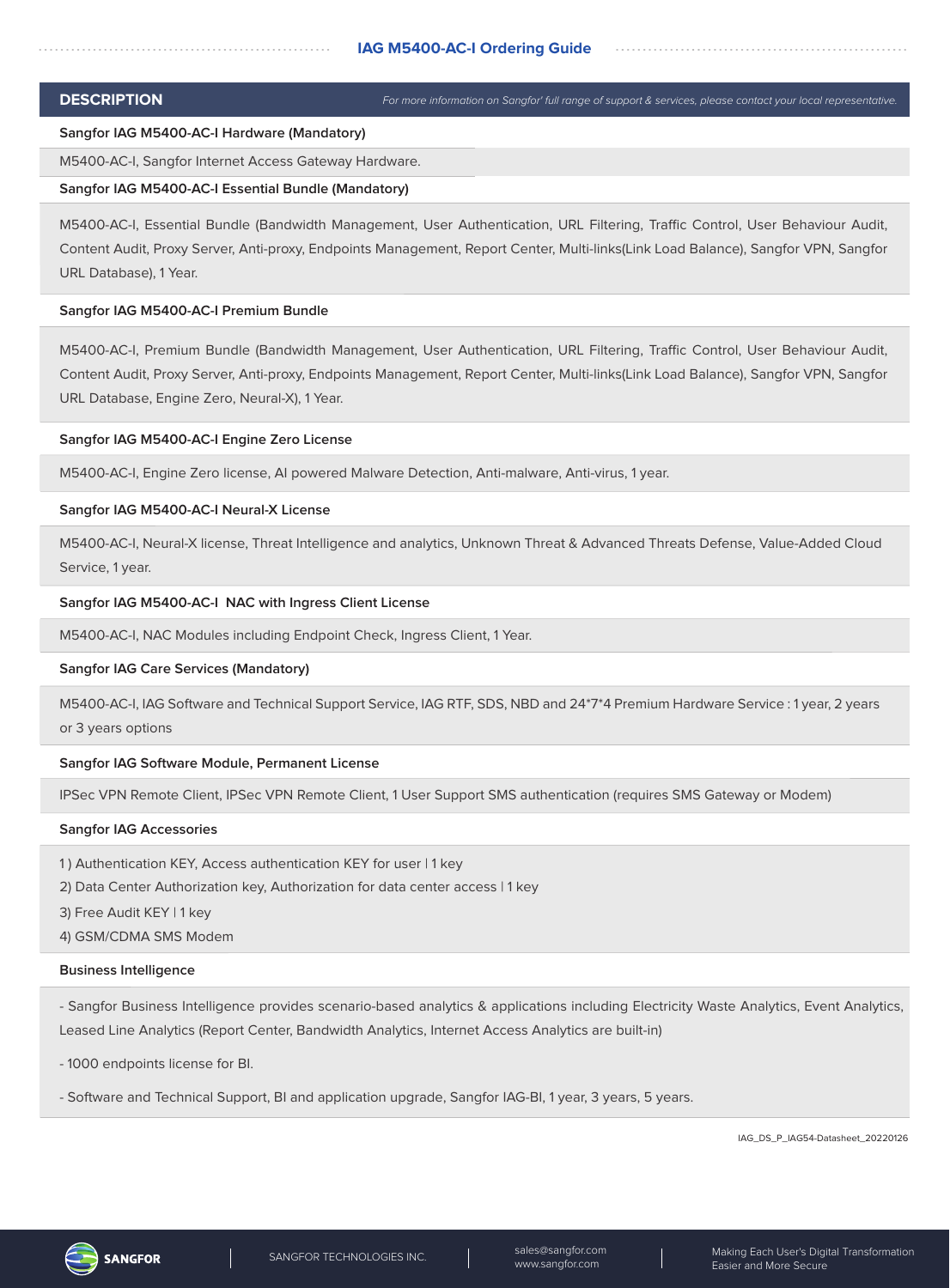## IAG M5400-AC-I Ordering Guide

**DESCRIPTION** *For more information on Sangfor' full range of support & services, please contact your local representative.*

**Sangfor IAG M5400-AC-I Hardware (Mandatory)**

M5400-AC-I, Sangfor Internet Access Gateway Hardware.

**Sangfor IAG M5400-AC-I Essential Bundle (Mandatory)**

M5400-AC-I, Essential Bundle (Bandwidth Management, User Authentication, URL Filtering, Traffic Control, User Behaviour Audit, Content Audit, Proxy Server, Anti-proxy, Endpoints Management, Report Center, Multi-links(Link Load Balance), Sangfor VPN, Sangfor URL Database), 1 Year.

**Sangfor IAG M5400-AC-I Premium Bundle**

M5400-AC-I, Premium Bundle (Bandwidth Management, User Authentication, URL Filtering, Traffic Control, User Behaviour Audit, Content Audit, Proxy Server, Anti-proxy, Endpoints Management, Report Center, Multi-links(Link Load Balance), Sangfor VPN, Sangfor URL Database, Engine Zero, Neural-X), 1 Year.

**Sangfor IAG M5400-AC-I Engine Zero License**

M5400-AC-I, Engine Zero license, AI powered Malware Detection, Anti-malware, Anti-virus, 1 year.

**Sangfor IAG M5400-AC-I Neural-X License**

M5400-AC-I, Neural-X license, Threat Intelligence and analytics, Unknown Threat & Advanced Threats Defense, Value-Added Cloud Service, 1 year.

**Sangfor IAG M5400-AC-I NAC with Ingress Client License**

M5400-AC-I, NAC Modules including Endpoint Check, Ingress Client, 1 Year.

**Sangfor IAG Care Services (Mandatory)**

M5400-AC-I, IAG Software and Technical Support Service, IAG RTF, SDS, NBD and 24*7*4 Premium Hardware Service : 1 year, 2 years or 3 years options

**Sangfor IAG Software Module, Permanent License**

IPSec VPN Remote Client, IPSec VPN Remote Client, 1 User Support SMS authentication (requires SMS Gateway or Modem)

**Sangfor IAG Accessories**

1 ) Authentication KEY, Access authentication KEY for user | 1 key
2) Data Center Authorization key, Authorization for data center access | 1 key
3) Free Audit KEY | 1 key
4) GSM/CDMA SMS Modem

**Business Intelligence**

- Sangfor Business Intelligence provides scenario-based analytics & applications including Electricity Waste Analytics, Event Analytics, Leased Line Analytics (Report Center, Bandwidth Analytics, Internet Access Analytics are built-in)

- 1000 endpoints license for BI.

- Software and Technical Support, BI and application upgrade, Sangfor IAG-BI, 1 year, 3 years, 5 years.

IAG_DS_P_IAG54-Datasheet_20220126

SANGFOR | SANGFOR TECHNOLOGIES INC. | sales@sangfor.com www.sangfor.com | Making Each User's Digital Transformation Easier and More Secure